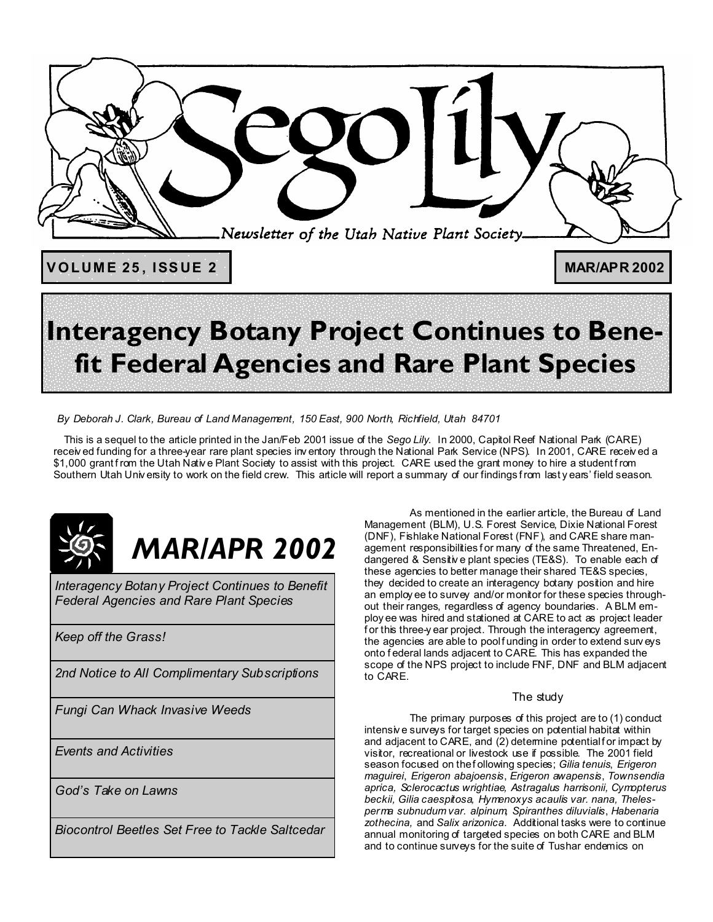# Sego Lily

*Newsletter of the Utah Native Plant Society*

**VOLUME 25, ISSUE 2** — **MAR/APR 2002**

# Interagency Botany Project Continues to Benefit Federal Agencies and Rare Plant Species

*By Deborah J. Clark, Bureau of Land Management, 150 East, 900 North, Richfield, Utah 84701*

This is a sequel to the article printed in the Jan/Feb 2001 issue of the *Sego Lily*. In 2000, Capitol Reef National Park (CARE) received funding for a three-year rare plant species inventory through the National Park Service (NPS). In 2001, CARE received a $1,000 grant from the Utah Native Plant Society to assist with this project. CARE used the grant money to hire a student from Southern Utah University to work on the field crew. This article will report a summary of our findings from last years' field season.

## MAR/APR 2002

- *Interagency Botany Project Continues to Benefit Federal Agencies and Rare Plant Species*
- *Keep off the Grass!*
- *2nd Notice to All Complimentary Subscriptions*
- *Fungi Can Whack Invasive Weeds*
- *Events and Activities*
- *God's Take on Lawns*
- *Biocontrol Beetles Set Free to Tackle Saltcedar*

As mentioned in the earlier article, the Bureau of Land Management (BLM), U.S. Forest Service, Dixie National Forest (DNF), Fishlake National Forest (FNF), and CARE share management responsibilities for many of the same Threatened, Endangered & Sensitive plant species (TE&S). To enable each of these agencies to better manage their shared TE&S species, they decided to create an interagency botany position and hire an employee to survey and/or monitor for these species throughout their ranges, regardless of agency boundaries. A BLM employee was hired and stationed at CARE to act as project leader for this three-year project. Through the interagency agreement, the agencies are able to pool funding in order to extend surveys onto federal lands adjacent to CARE. This has expanded the scope of the NPS project to include FNF, DNF and BLM adjacent to CARE.

### The study

The primary purposes of this project are to (1) conduct intensive surveys for target species on potential habitat within and adjacent to CARE, and (2) determine potential for impact by visitor, recreational or livestock use if possible. The 2001 field season focused on the following species; *Gilia tenuis*, *Erigeron maguirei*, *Erigeron abajoensis*, *Erigeron awapensis*, *Townsendia aprica*, *Sclerocactus wrightiae*, *Astragalus harrisonii*, *Cymopterus beckii*, *Gilia caespitosa*, *Hymenoxys acaulis var. nana*, *Thelesperma subnudum var. alpinum*, *Spiranthes diluvialis*, *Habenaria zothecina*, and *Salix arizonica*. Additional tasks were to continue annual monitoring of targeted species on both CARE and BLM and to continue surveys for the suite of Tushar endemics on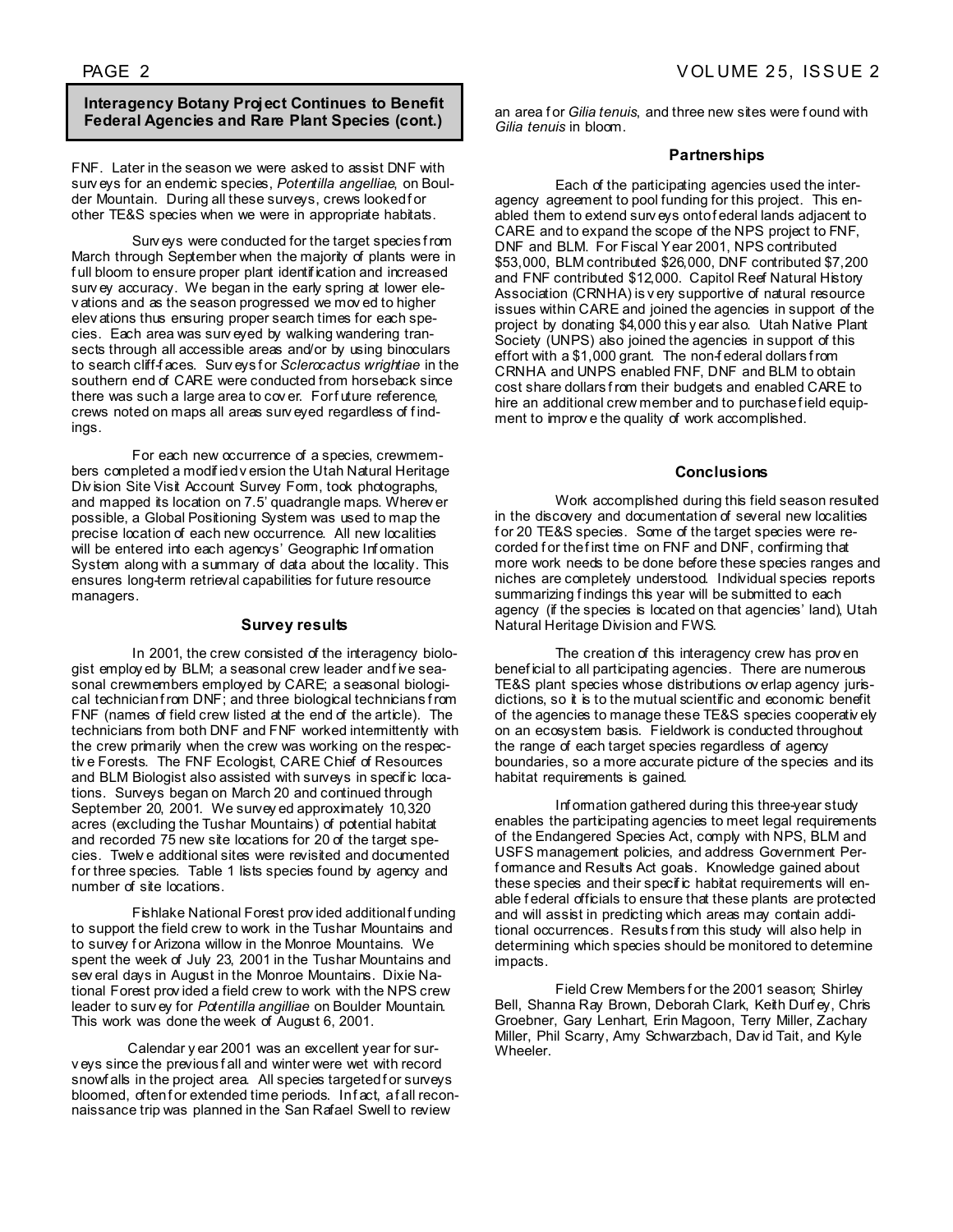## Interagency Botany Project Continues to Benefit Federal Agencies and Rare Plant Species (cont.)

FNF. Later in the season we were asked to assist DNF with surveys for an endemic species, *Potentilla angelliae*, on Boulder Mountain. During all these surveys, crews looked for other TE&S species when we were in appropriate habitats.

Surveys were conducted for the target species from March through September when the majority of plants were in full bloom to ensure proper plant identification and increased survey accuracy. We began in the early spring at lower elevations and as the season progressed we moved to higher elevations thus ensuring proper search times for each species. Each area was surveyed by walking wandering transects through all accessible areas and/or by using binoculars to search cliff-faces. Surveys for *Sclerocactus wrightiae* in the southern end of CARE were conducted from horseback since there was such a large area to cover. For future reference, crews noted on maps all areas surveyed regardless of findings.

For each new occurrence of a species, crewmembers completed a modified version the Utah Natural Heritage Division Site Visit Account Survey Form, took photographs, and mapped its location on 7.5' quadrangle maps. Wherever possible, a Global Positioning System was used to map the precise location of each new occurrence. All new localities will be entered into each agencys' Geographic Information System along with a summary of data about the locality. This ensures long-term retrieval capabilities for future resource managers.

### Survey results

In 2001, the crew consisted of the interagency biologist employed by BLM; a seasonal crew leader and five seasonal crewmembers employed by CARE; a seasonal biological technician from DNF; and three biological technicians from FNF (names of field crew listed at the end of the article). The technicians from both DNF and FNF worked intermittently with the crew primarily when the crew was working on the respective Forests. The FNF Ecologist, CARE Chief of Resources and BLM Biologist also assisted with surveys in specific locations. Surveys began on March 20 and continued through September 20, 2001. We surveyed approximately 10,320 acres (excluding the Tushar Mountains) of potential habitat and recorded 75 new site locations for 20 of the target species. Twelve additional sites were revisited and documented for three species. Table 1 lists species found by agency and number of site locations.

Fishlake National Forest provided additional funding to support the field crew to work in the Tushar Mountains and to survey for Arizona willow in the Monroe Mountains. We spent the week of July 23, 2001 in the Tushar Mountains and several days in August in the Monroe Mountains. Dixie National Forest provided a field crew to work with the NPS crew leader to survey for *Potentilla angilliae* on Boulder Mountain. This work was done the week of August 6, 2001.

Calendar year 2001 was an excellent year for surveys since the previous fall and winter were wet with record snowfalls in the project area. All species targeted for surveys bloomed, often for extended time periods. In fact, a fall reconnaissance trip was planned in the San Rafael Swell to review an area for *Gilia tenuis*, and three new sites were found with *Gilia tenuis* in bloom.

### Partnerships

Each of the participating agencies used the interagency agreement to pool funding for this project. This enabled them to extend surveys onto federal lands adjacent to CARE and to expand the scope of the NPS project to FNF, DNF and BLM. For Fiscal Year 2001, NPS contributed $53,000, BLM contributed $26,000, DNF contributed $7,200 and FNF contributed $12,000. Capitol Reef Natural History Association (CRNHA) is very supportive of natural resource issues within CARE and joined the agencies in support of the project by donating $4,000 this year also. Utah Native Plant Society (UNPS) also joined the agencies in support of this effort with a $1,000 grant. The non-federal dollars from CRNHA and UNPS enabled FNF, DNF and BLM to obtain cost share dollars from their budgets and enabled CARE to hire an additional crew member and to purchase field equipment to improve the quality of work accomplished.

### Conclusions

Work accomplished during this field season resulted in the discovery and documentation of several new localities for 20 TE&S species. Some of the target species were recorded for the first time on FNF and DNF, confirming that more work needs to be done before these species ranges and niches are completely understood. Individual species reports summarizing findings this year will be submitted to each agency (if the species is located on that agencies' land), Utah Natural Heritage Division and FWS.

The creation of this interagency crew has proven beneficial to all participating agencies. There are numerous TE&S plant species whose distributions overlap agency jurisdictions, so it is to the mutual scientific and economic benefit of the agencies to manage these TE&S species cooperatively on an ecosystem basis. Fieldwork is conducted throughout the range of each target species regardless of agency boundaries, so a more accurate picture of the species and its habitat requirements is gained.

Information gathered during this three-year study enables the participating agencies to meet legal requirements of the Endangered Species Act, comply with NPS, BLM and USFS management policies, and address Government Performance and Results Act goals. Knowledge gained about these species and their specific habitat requirements will enable federal officials to ensure that these plants are protected and will assist in predicting which areas may contain additional occurrences. Results from this study will also help in determining which species should be monitored to determine impacts.

Field Crew Members for the 2001 season; Shirley Bell, Shanna Ray Brown, Deborah Clark, Keith Durfey, Chris Groebner, Gary Lenhart, Erin Magoon, Terry Miller, Zachary Miller, Phil Scarry, Amy Schwarzbach, David Tait, and Kyle Wheeler.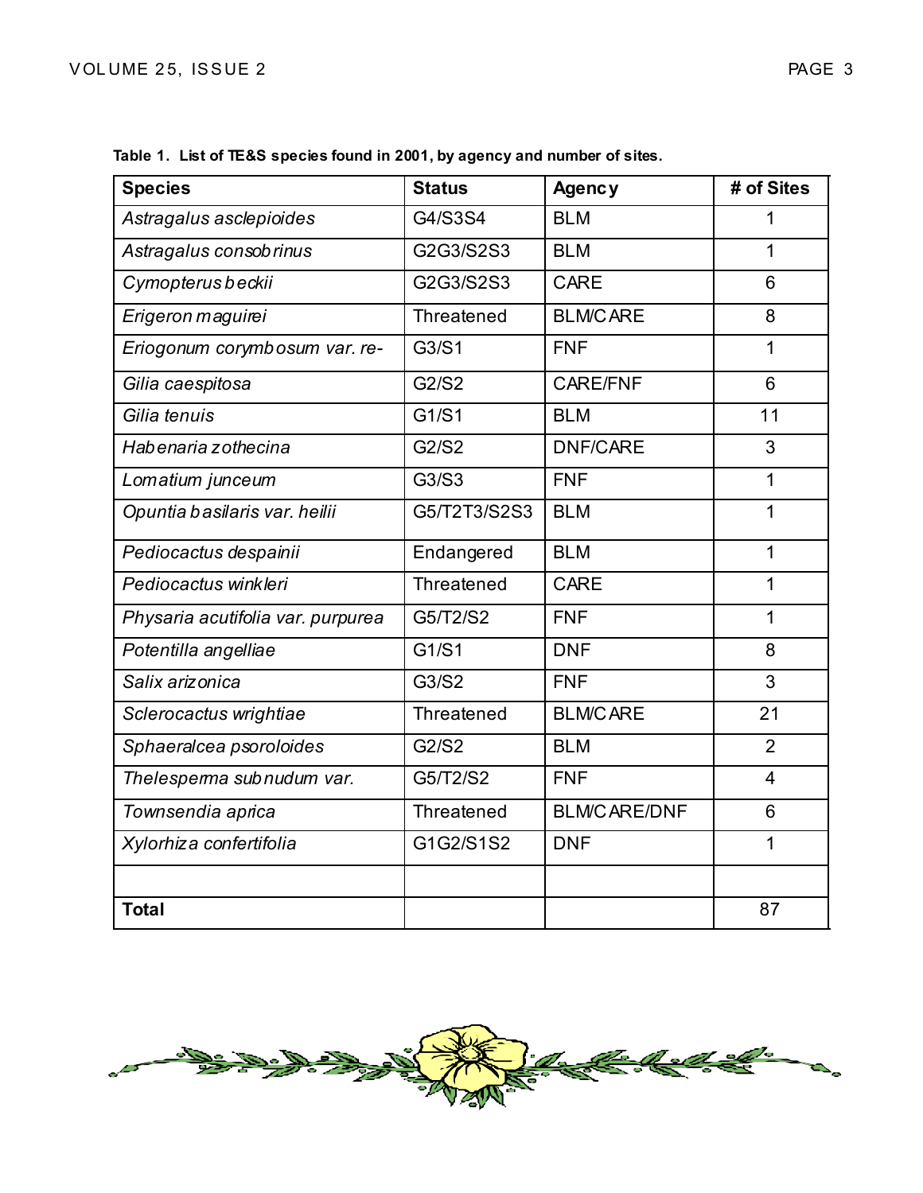**Table 1. List of TE&S species found in 2001, by agency and number of sites.**

| Species | Status | Agency | # of Sites |
|---|---|---|---|
| *Astragalus asclepioides* | G4/S3S4 | BLM | 1 |
| *Astragalus consobrinus* | G2G3/S2S3 | BLM | 1 |
| *Cymopterus beckii* | G2G3/S2S3 | CARE | 6 |
| *Erigeron maguirei* | Threatened | BLM/CARE | 8 |
| *Eriogonum corymbosum var. re-* | G3/S1 | FNF | 1 |
| *Gilia caespitosa* | G2/S2 | CARE/FNF | 6 |
| *Gilia tenuis* | G1/S1 | BLM | 11 |
| *Habenaria zothecina* | G2/S2 | DNF/CARE | 3 |
| *Lomatium junceum* | G3/S3 | FNF | 1 |
| *Opuntia basilaris var. heilii* | G5/T2T3/S2S3 | BLM | 1 |
| *Pediocactus despainii* | Endangered | BLM | 1 |
| *Pediocactus winkleri* | Threatened | CARE | 1 |
| *Physaria acutifolia var. purpurea* | G5/T2/S2 | FNF | 1 |
| *Potentilla angelliae* | G1/S1 | DNF | 8 |
| *Salix arizonica* | G3/S2 | FNF | 3 |
| *Sclerocactus wrightiae* | Threatened | BLM/CARE | 21 |
| *Sphaeralcea psoroloides* | G2/S2 | BLM | 2 |
| *Thelesperma subnudum var.* | G5/T2/S2 | FNF | 4 |
| *Townsendia aprica* | Threatened | BLM/CARE/DNF | 6 |
| *Xylorhiza confertifolia* | G1G2/S1S2 | DNF | 1 |
| | | | |
| **Total** | | | 87 |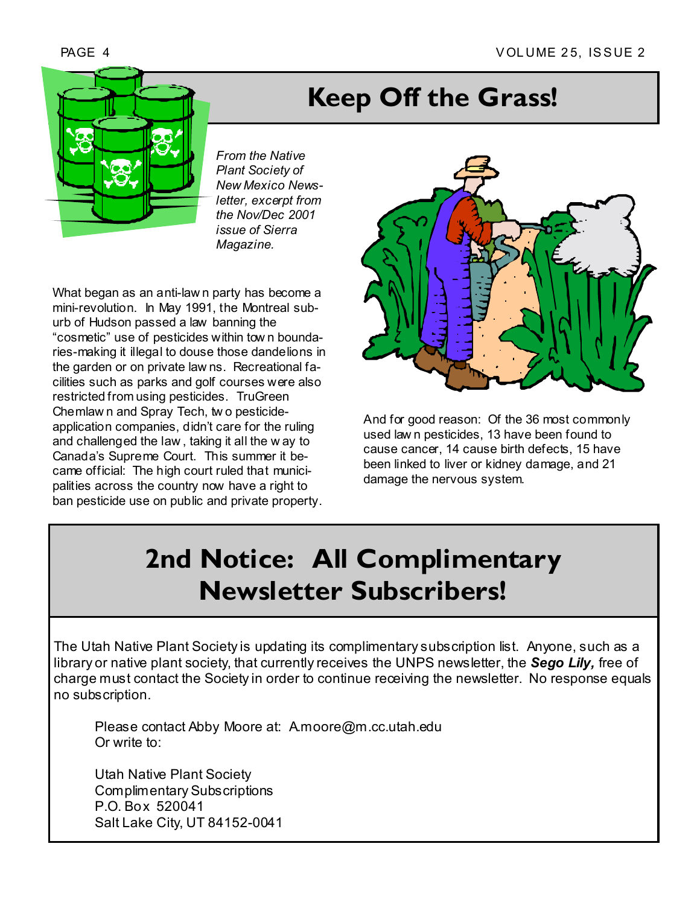# Keep Off the Grass!

*From the Native Plant Society of New Mexico Newsletter, excerpt from the Nov/Dec 2001 issue of Sierra Magazine.*

What began as an anti-lawn party has become a mini-revolution. In May 1991, the Montreal suburb of Hudson passed a law banning the "cosmetic" use of pesticides within town boundaries-making it illegal to douse those dandelions in the garden or on private lawns. Recreational facilities such as parks and golf courses were also restricted from using pesticides. TruGreen Chemlawn and Spray Tech, two pesticide-application companies, didn't care for the ruling and challenged the law, taking it all the way to Canada's Supreme Court. This summer it became official: The high court ruled that municipalities across the country now have a right to ban pesticide use on public and private property.

And for good reason: Of the 36 most commonly used lawn pesticides, 13 have been found to cause cancer, 14 cause birth defects, 15 have been linked to liver or kidney damage, and 21 damage the nervous system.

# 2nd Notice: All Complimentary Newsletter Subscribers!

The Utah Native Plant Society is updating its complimentary subscription list. Anyone, such as a library or native plant society, that currently receives the UNPS newsletter, the ***Sego Lily,*** free of charge must contact the Society in order to continue receiving the newsletter. No response equals no subscription.

Please contact Abby Moore at: A.moore@m.cc.utah.edu
Or write to:

Utah Native Plant Society
Complimentary Subscriptions
P.O. Box 520041
Salt Lake City, UT 84152-0041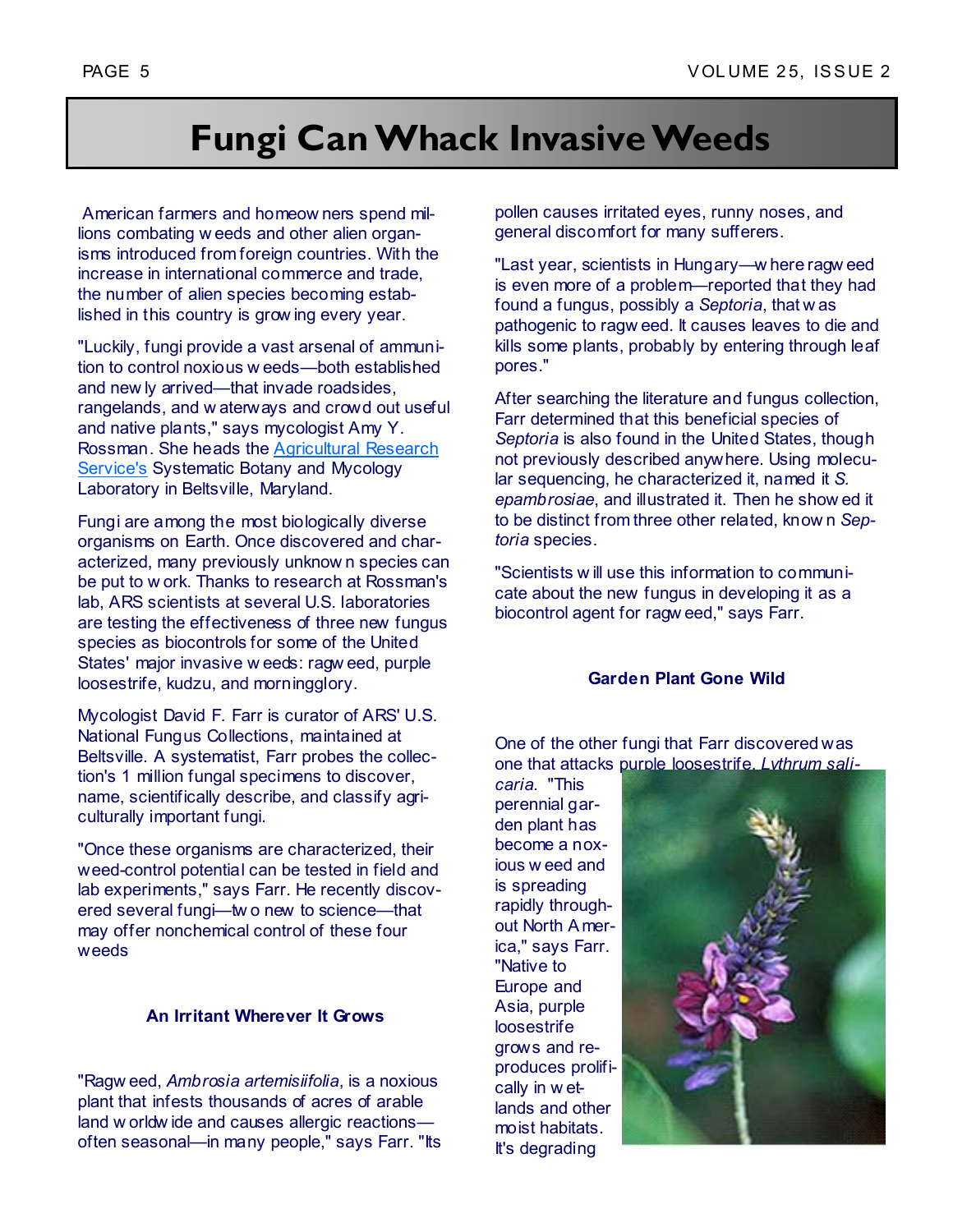# Fungi Can Whack Invasive Weeds

American farmers and homeowners spend millions combating weeds and other alien organisms introduced from foreign countries. With the increase in international commerce and trade, the number of alien species becoming established in this country is growing every year.

"Luckily, fungi provide a vast arsenal of ammunition to control noxious weeds—both established and newly arrived—that invade roadsides, rangelands, and waterways and crowd out useful and native plants," says mycologist Amy Y. Rossman. She heads the Agricultural Research Service's Systematic Botany and Mycology Laboratory in Beltsville, Maryland.

Fungi are among the most biologically diverse organisms on Earth. Once discovered and characterized, many previously unknown species can be put to work. Thanks to research at Rossman's lab, ARS scientists at several U.S. laboratories are testing the effectiveness of three new fungus species as biocontrols for some of the United States' major invasive weeds: ragweed, purple loosestrife, kudzu, and morningglory.

Mycologist David F. Farr is curator of ARS' U.S. National Fungus Collections, maintained at Beltsville. A systematist, Farr probes the collection's 1 million fungal specimens to discover, name, scientifically describe, and classify agriculturally important fungi.

"Once these organisms are characterized, their weed-control potential can be tested in field and lab experiments," says Farr. He recently discovered several fungi—two new to science—that may offer nonchemical control of these four weeds

### An Irritant Wherever It Grows

"Ragweed, *Ambrosia artemisiifolia*, is a noxious plant that infests thousands of acres of arable land worldwide and causes allergic reactions—often seasonal—in many people," says Farr. "Its pollen causes irritated eyes, runny noses, and general discomfort for many sufferers.

"Last year, scientists in Hungary—where ragweed is even more of a problem—reported that they had found a fungus, possibly a *Septoria*, that was pathogenic to ragweed. It causes leaves to die and kills some plants, probably by entering through leaf pores."

After searching the literature and fungus collection, Farr determined that this beneficial species of *Septoria* is also found in the United States, though not previously described anywhere. Using molecular sequencing, he characterized it, named it *S. epambrosiae*, and illustrated it. Then he showed it to be distinct from three other related, known *Septoria* species.

"Scientists will use this information to communicate about the new fungus in developing it as a biocontrol agent for ragweed," says Farr.

### Garden Plant Gone Wild

One of the other fungi that Farr discovered was one that attacks purple loosestrife, *Lythrum salicaria*. "This perennial garden plant has become a noxious weed and is spreading rapidly throughout North America," says Farr. "Native to Europe and Asia, purple loosestrife grows and reproduces prolifically in wetlands and other moist habitats. It's degrading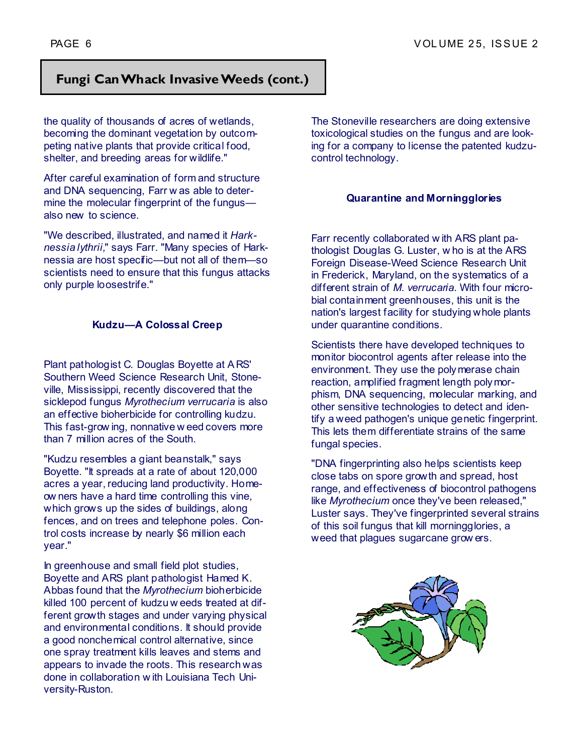## Fungi Can Whack Invasive Weeds (cont.)

the quality of thousands of acres of wetlands, becoming the dominant vegetation by outcompeting native plants that provide critical food, shelter, and breeding areas for wildlife."

After careful examination of form and structure and DNA sequencing, Farr was able to determine the molecular fingerprint of the fungus—also new to science.

"We described, illustrated, and named it *Harknessia lythrii,*" says Farr. "Many species of Harknessia are host specific—but not all of them—so scientists need to ensure that this fungus attacks only purple loosestrife."

### Kudzu—A Colossal Creep

Plant pathologist C. Douglas Boyette at ARS' Southern Weed Science Research Unit, Stoneville, Mississippi, recently discovered that the sicklepod fungus *Myrothecium verrucaria* is also an effective bioherbicide for controlling kudzu. This fast-growing, nonnative weed covers more than 7 million acres of the South.

"Kudzu resembles a giant beanstalk," says Boyette. "It spreads at a rate of about 120,000 acres a year, reducing land productivity. Homeowners have a hard time controlling this vine, which grows up the sides of buildings, along fences, and on trees and telephone poles. Control costs increase by nearly $6 million each year."

In greenhouse and small field plot studies, Boyette and ARS plant pathologist Hamed K. Abbas found that the *Myrothecium* bioherbicide killed 100 percent of kudzu weeds treated at different growth stages and under varying physical and environmental conditions. It should provide a good nonchemical control alternative, since one spray treatment kills leaves and stems and appears to invade the roots. This research was done in collaboration with Louisiana Tech University-Ruston.

The Stoneville researchers are doing extensive toxicological studies on the fungus and are looking for a company to license the patented kudzu-control technology.

### Quarantine and Morningglories

Farr recently collaborated with ARS plant pathologist Douglas G. Luster, who is at the ARS Foreign Disease-Weed Science Research Unit in Frederick, Maryland, on the systematics of a different strain of *M. verrucaria*. With four microbial containment greenhouses, this unit is the nation's largest facility for studying whole plants under quarantine conditions.

Scientists there have developed techniques to monitor biocontrol agents after release into the environment. They use the polymerase chain reaction, amplified fragment length polymorphism, DNA sequencing, molecular marking, and other sensitive technologies to detect and identify a weed pathogen's unique genetic fingerprint. This lets them differentiate strains of the same fungal species.

"DNA fingerprinting also helps scientists keep close tabs on spore growth and spread, host range, and effectiveness of biocontrol pathogens like *Myrothecium* once they've been released," Luster says. They've fingerprinted several strains of this soil fungus that kill morningglories, a weed that plagues sugarcane growers.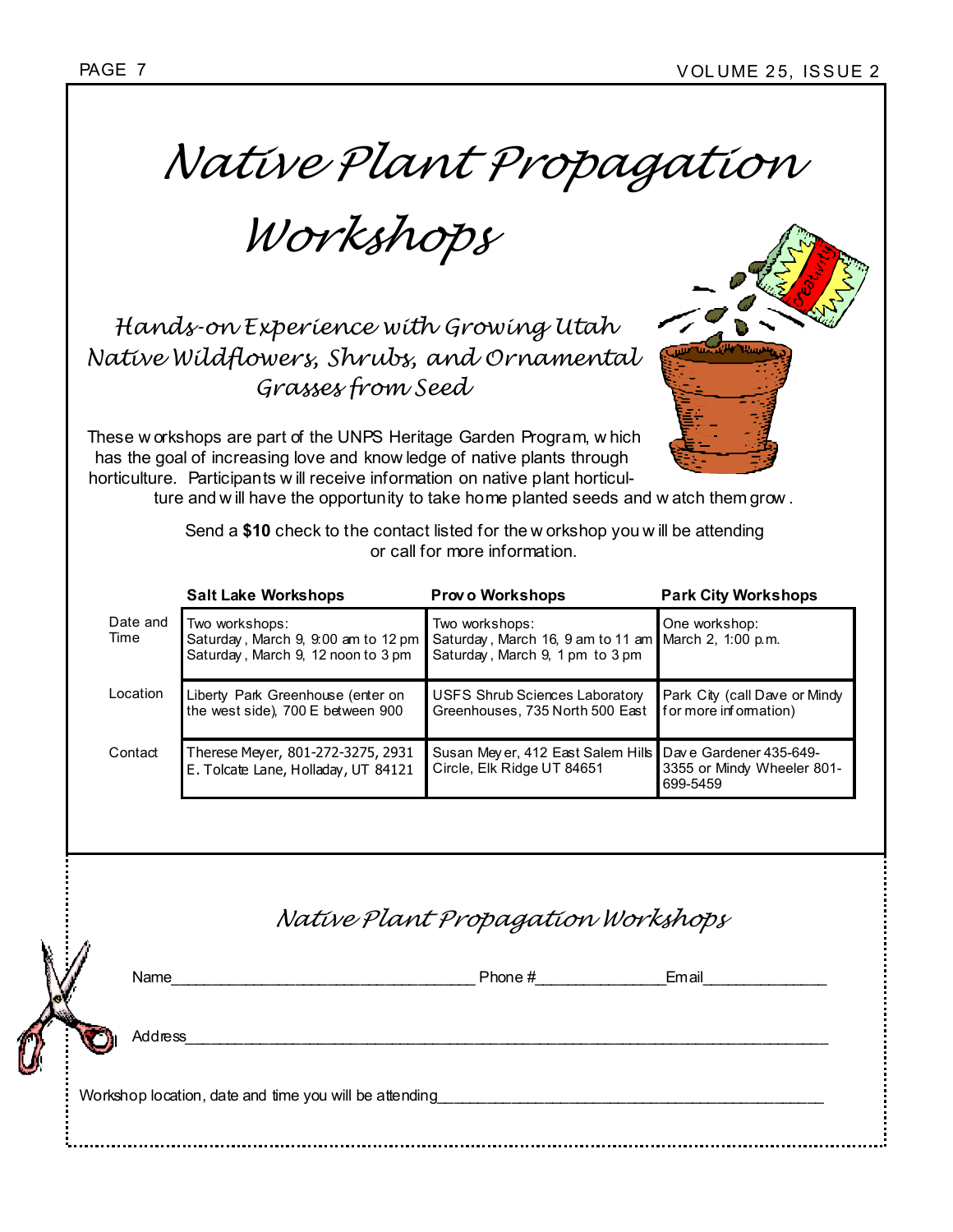# Native Plant Propagation Workshops

## Hands-on Experience with Growing Utah Native Wildflowers, Shrubs, and Ornamental Grasses from Seed

These workshops are part of the UNPS Heritage Garden Program, which has the goal of increasing love and knowledge of native plants through horticulture. Participants will receive information on native plant horticulture and will have the opportunity to take home planted seeds and watch them grow.

Send a **$10** check to the contact listed for the workshop you will be attending or call for more information.

| | **Salt Lake Workshops** | **Provo Workshops** | **Park City Workshops** |
|---|---|---|---|
| Date and Time | Two workshops: Saturday, March 9, 9:00 am to 12 pm Saturday, March 9, 12 noon to 3 pm | Two workshops: Saturday, March 16, 9 am to 11 am Saturday, March 9, 1 pm to 3 pm | One workshop: March 2, 1:00 p.m. |
| Location | Liberty Park Greenhouse (enter on the west side), 700 E between 900 | USFS Shrub Sciences Laboratory Greenhouses, 735 North 500 East | Park City (call Dave or Mindy for more information) |
| Contact | Therese Meyer, 801-272-3275, 2931 E. Tolcate Lane, Holladay, UT 84121 | Susan Meyer, 412 East Salem Hills Circle, Elk Ridge UT 84651 | Dave Gardener 435-649-3355 or Mindy Wheeler 801-699-5459 |

---

## Native Plant Propagation Workshops

Name_________________________________ Phone #______________ Email______________

Address_______________________________________________________________________

Workshop location, date and time you will be attending___________________________________________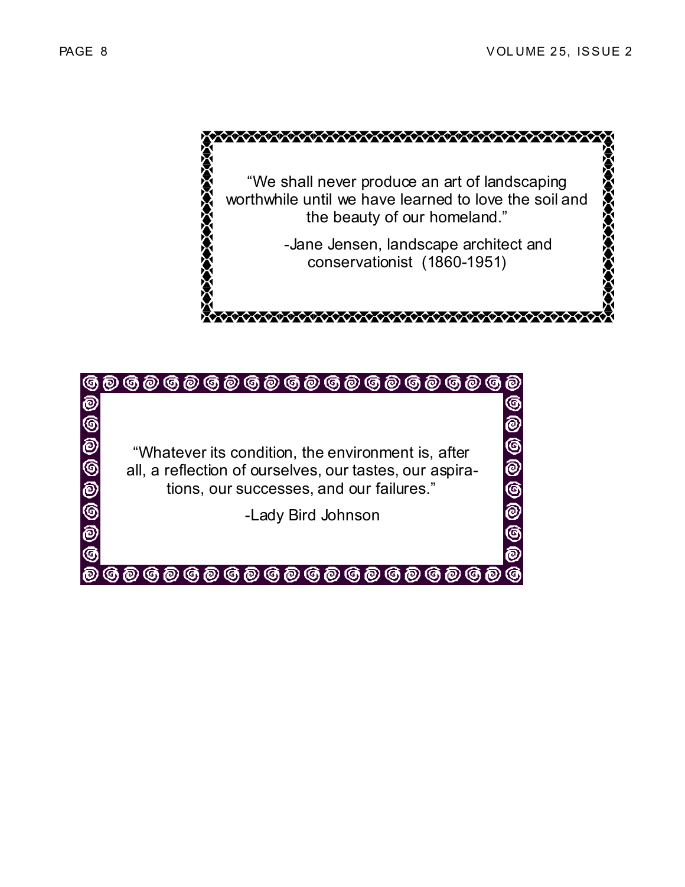"We shall never produce an art of landscaping worthwhile until we have learned to love the soil and the beauty of our homeland."

-Jane Jensen, landscape architect and conservationist (1860-1951)

"Whatever its condition, the environment is, after all, a reflection of ourselves, our tastes, our aspirations, our successes, and our failures."

-Lady Bird Johnson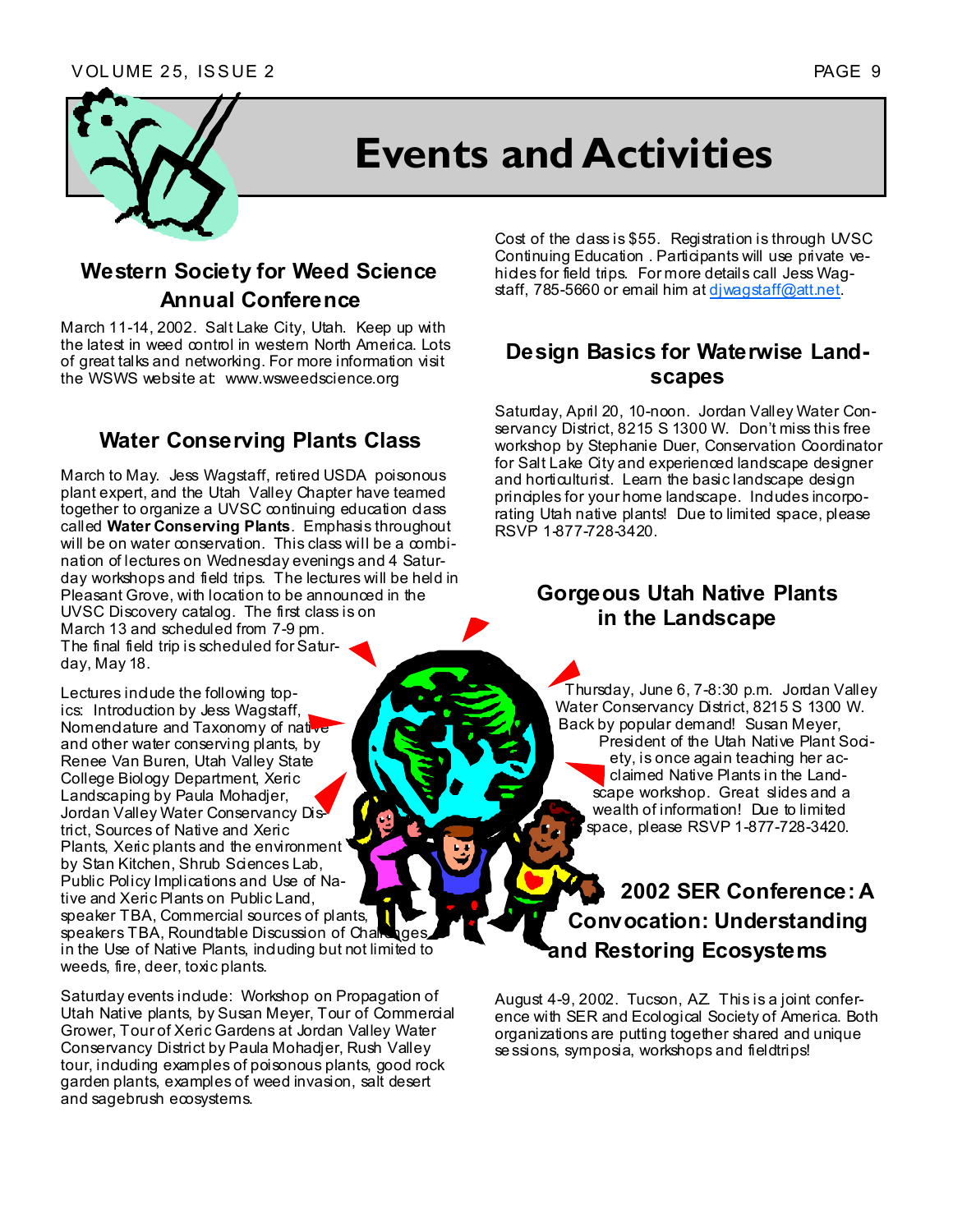# Events and Activities

## Western Society for Weed Science Annual Conference

March 11-14, 2002. Salt Lake City, Utah. Keep up with the latest in weed control in western North America. Lots of great talks and networking. For more information visit the WSWS website at: www.wsweedscience.org

## Water Conserving Plants Class

March to May. Jess Wagstaff, retired USDA poisonous plant expert, and the Utah Valley Chapter have teamed together to organize a UVSC continuing education class called **Water Conserving Plants**. Emphasis throughout will be on water conservation. This class will be a combination of lectures on Wednesday evenings and 4 Saturday workshops and field trips. The lectures will be held in Pleasant Grove, with location to be announced in the UVSC Discovery catalog. The first class is on March 13 and scheduled from 7-9 pm. The final field trip is scheduled for Saturday, May 18.

Lectures include the following topics: Introduction by Jess Wagstaff, Nomenclature and Taxonomy of native and other water conserving plants, by Renee Van Buren, Utah Valley State College Biology Department, Xeric Landscaping by Paula Mohadjer, Jordan Valley Water Conservancy District, Sources of Native and Xeric Plants, Xeric plants and the environment by Stan Kitchen, Shrub Sciences Lab, Public Policy Implications and Use of Native and Xeric Plants on Public Land, speaker TBA, Commercial sources of plants, speakers TBA, Roundtable Discussion of Challenges in the Use of Native Plants, including but not limited to weeds, fire, deer, toxic plants.

Saturday events include: Workshop on Propagation of Utah Native plants, by Susan Meyer, Tour of Commercial Grower, Tour of Xeric Gardens at Jordan Valley Water Conservancy District by Paula Mohadjer, Rush Valley tour, including examples of poisonous plants, good rock garden plants, examples of weed invasion, salt desert and sagebrush ecosystems.

Cost of the class is $55. Registration is through UVSC Continuing Education . Participants will use private vehicles for field trips. For more details call Jess Wagstaff, 785-5660 or email him at djwagstaff@att.net.

## Design Basics for Waterwise Landscapes

Saturday, April 20, 10-noon. Jordan Valley Water Conservancy District, 8215 S 1300 W. Don't miss this free workshop by Stephanie Duer, Conservation Coordinator for Salt Lake City and experienced landscape designer and horticulturist. Learn the basic landscape design principles for your home landscape. Includes incorporating Utah native plants! Due to limited space, please RSVP 1-877-728-3420.

## Gorgeous Utah Native Plants in the Landscape

Thursday, June 6, 7-8:30 p.m. Jordan Valley Water Conservancy District, 8215 S 1300 W. Back by popular demand! Susan Meyer, President of the Utah Native Plant Society, is once again teaching her acclaimed Native Plants in the Landscape workshop. Great slides and a wealth of information! Due to limited space, please RSVP 1-877-728-3420.

## 2002 SER Conference: A Convocation: Understanding and Restoring Ecosystems

August 4-9, 2002. Tucson, AZ. This is a joint conference with SER and Ecological Society of America. Both organizations are putting together shared and unique sessions, symposia, workshops and fieldtrips!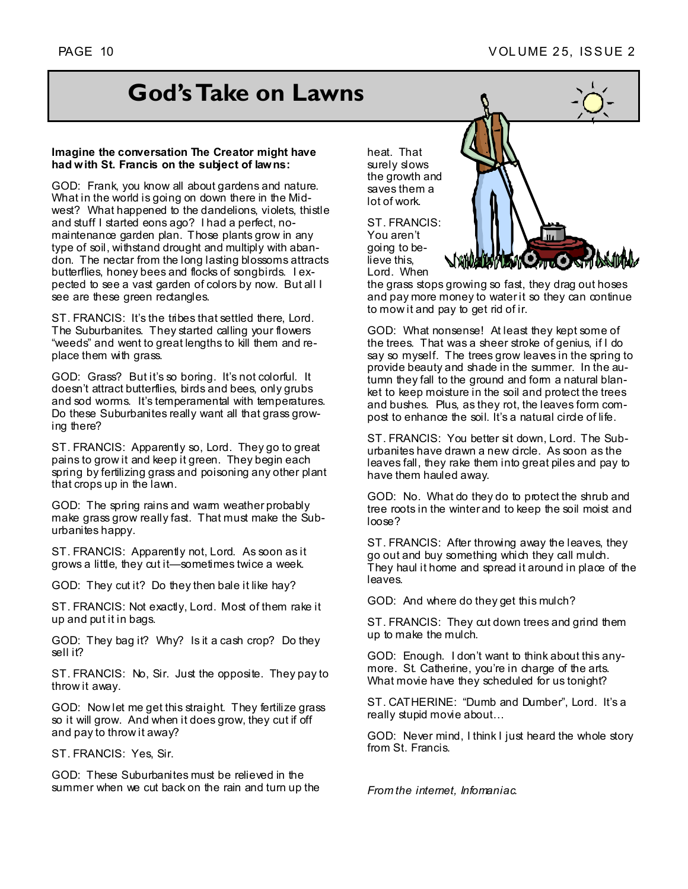# God's Take on Lawns

**Imagine the conversation The Creator might have had with St. Francis on the subject of lawns:**

GOD: Frank, you know all about gardens and nature. What in the world is going on down there in the Midwest? What happened to the dandelions, violets, thistle and stuff I started eons ago? I had a perfect, no-maintenance garden plan. Those plants grow in any type of soil, withstand drought and multiply with abandon. The nectar from the long lasting blossoms attracts butterflies, honey bees and flocks of songbirds. I expected to see a vast garden of colors by now. But all I see are these green rectangles.

ST. FRANCIS: It's the tribes that settled there, Lord. The Suburbanites. They started calling your flowers "weeds" and went to great lengths to kill them and replace them with grass.

GOD: Grass? But it's so boring. It's not colorful. It doesn't attract butterflies, birds and bees, only grubs and sod worms. It's temperamental with temperatures. Do these Suburbanites really want all that grass growing there?

ST. FRANCIS: Apparently so, Lord. They go to great pains to grow it and keep it green. They begin each spring by fertilizing grass and poisoning any other plant that crops up in the lawn.

GOD: The spring rains and warm weather probably make grass grow really fast. That must make the Suburbanites happy.

ST. FRANCIS: Apparently not, Lord. As soon as it grows a little, they cut it—sometimes twice a week.

GOD: They cut it? Do they then bale it like hay?

ST. FRANCIS: Not exactly, Lord. Most of them rake it up and put it in bags.

GOD: They bag it? Why? Is it a cash crop? Do they sell it?

ST. FRANCIS: No, Sir. Just the opposite. They pay to throw it away.

GOD: Now let me get this straight. They fertilize grass so it will grow. And when it does grow, they cut if off and pay to throw it away?

ST. FRANCIS: Yes, Sir.

GOD: These Suburbanites must be relieved in the summer when we cut back on the rain and turn up the heat. That surely slows the growth and saves them a lot of work.

ST. FRANCIS: You aren't going to believe this, Lord. When the grass stops growing so fast, they drag out hoses and pay more money to water it so they can continue to mow it and pay to get rid of ir.

GOD: What nonsense! At least they kept some of the trees. That was a sheer stroke of genius, if I do say so myself. The trees grow leaves in the spring to provide beauty and shade in the summer. In the autumn they fall to the ground and form a natural blanket to keep moisture in the soil and protect the trees and bushes. Plus, as they rot, the leaves form compost to enhance the soil. It's a natural circle of life.

ST. FRANCIS: You better sit down, Lord. The Suburbanites have drawn a new circle. As soon as the leaves fall, they rake them into great piles and pay to have them hauled away.

GOD: No. What do they do to protect the shrub and tree roots in the winter and to keep the soil moist and loose?

ST. FRANCIS: After throwing away the leaves, they go out and buy something which they call mulch. They haul it home and spread it around in place of the leaves.

GOD: And where do they get this mulch?

ST. FRANCIS: They cut down trees and grind them up to make the mulch.

GOD: Enough. I don't want to think about this anymore. St. Catherine, you're in charge of the arts. What movie have they scheduled for us tonight?

ST. CATHERINE: "Dumb and Dumber", Lord. It's a really stupid movie about…

GOD: Never mind, I think I just heard the whole story from St. Francis.

*From the internet, Infomaniac.*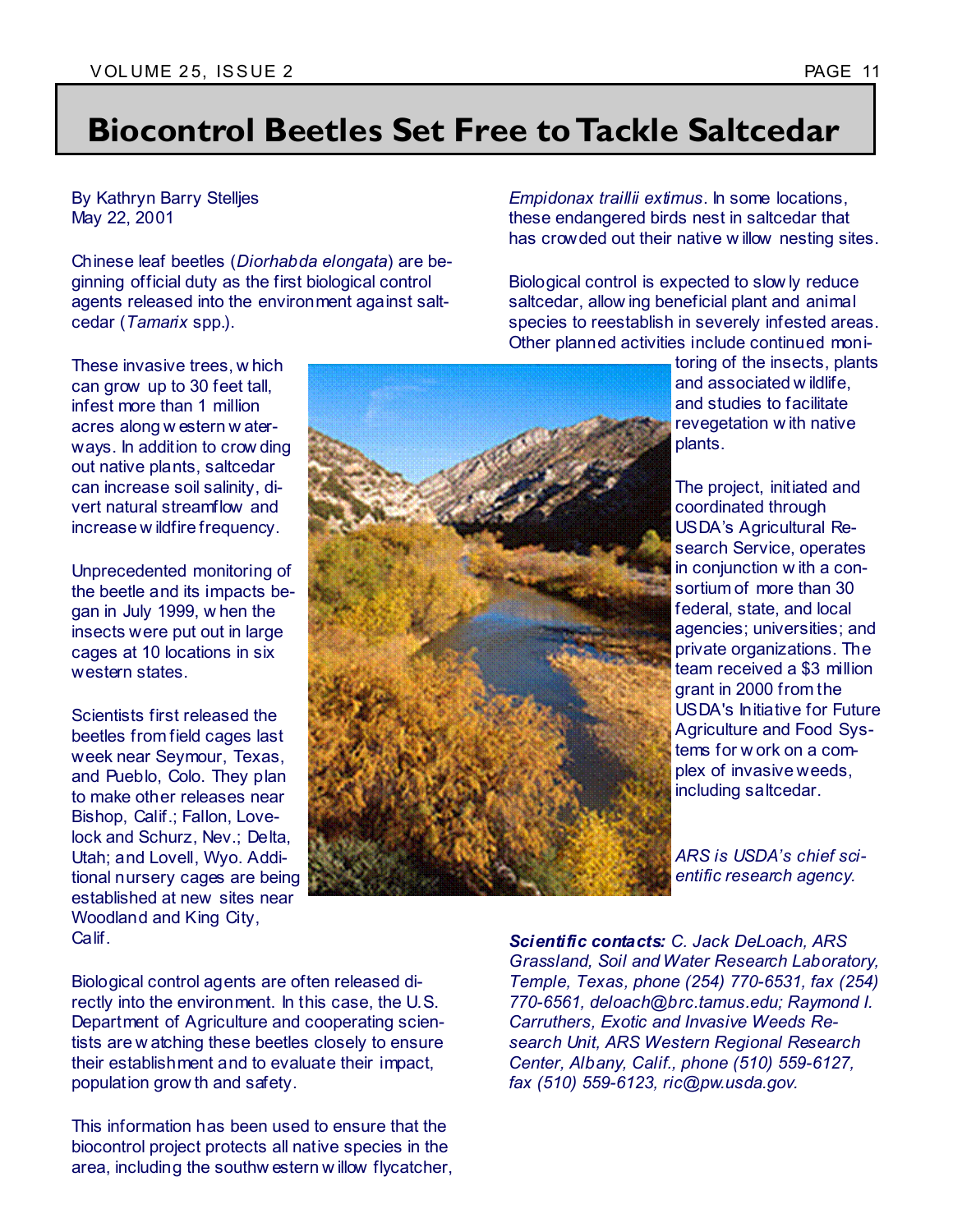# Biocontrol Beetles Set Free to Tackle Saltcedar

By Kathryn Barry Stelljes
May 22, 2001

Chinese leaf beetles (*Diorhabda elongata*) are beginning official duty as the first biological control agents released into the environment against saltcedar (*Tamarix* spp.).

These invasive trees, which can grow up to 30 feet tall, infest more than 1 million acres along western waterways. In addition to crowding out native plants, saltcedar can increase soil salinity, divert natural streamflow and increase wildfire frequency.

Unprecedented monitoring of the beetle and its impacts began in July 1999, when the insects were put out in large cages at 10 locations in six western states.

Scientists first released the beetles from field cages last week near Seymour, Texas, and Pueblo, Colo. They plan to make other releases near Bishop, Calif.; Fallon, Lovelock and Schurz, Nev.; Delta, Utah; and Lovell, Wyo. Additional nursery cages are being established at new sites near Woodland and King City, Calif.

Biological control agents are often released directly into the environment. In this case, the U.S. Department of Agriculture and cooperating scientists are watching these beetles closely to ensure their establishment and to evaluate their impact, population growth and safety.

This information has been used to ensure that the biocontrol project protects all native species in the area, including the southwestern willow flycatcher, *Empidonax traillii extimus*. In some locations, these endangered birds nest in saltcedar that has crowded out their native willow nesting sites.

Biological control is expected to slowly reduce saltcedar, allowing beneficial plant and animal species to reestablish in severely infested areas. Other planned activities include continued monitoring of the insects, plants and associated wildlife, and studies to facilitate revegetation with native plants.

The project, initiated and coordinated through USDA's Agricultural Research Service, operates in conjunction with a consortium of more than 30 federal, state, and local agencies; universities; and private organizations. The team received a $3 million grant in 2000 from the USDA's Initiative for Future Agriculture and Food Systems for work on a complex of invasive weeds, including saltcedar.

*ARS is USDA's chief scientific research agency.*

***Scientific contacts:*** *C. Jack DeLoach, ARS Grassland, Soil and Water Research Laboratory, Temple, Texas, phone (254) 770-6531, fax (254) 770-6561, deloach@brc.tamus.edu; Raymond I. Carruthers, Exotic and Invasive Weeds Research Unit, ARS Western Regional Research Center, Albany, Calif., phone (510) 559-6127, fax (510) 559-6123, ric@pw.usda.gov.*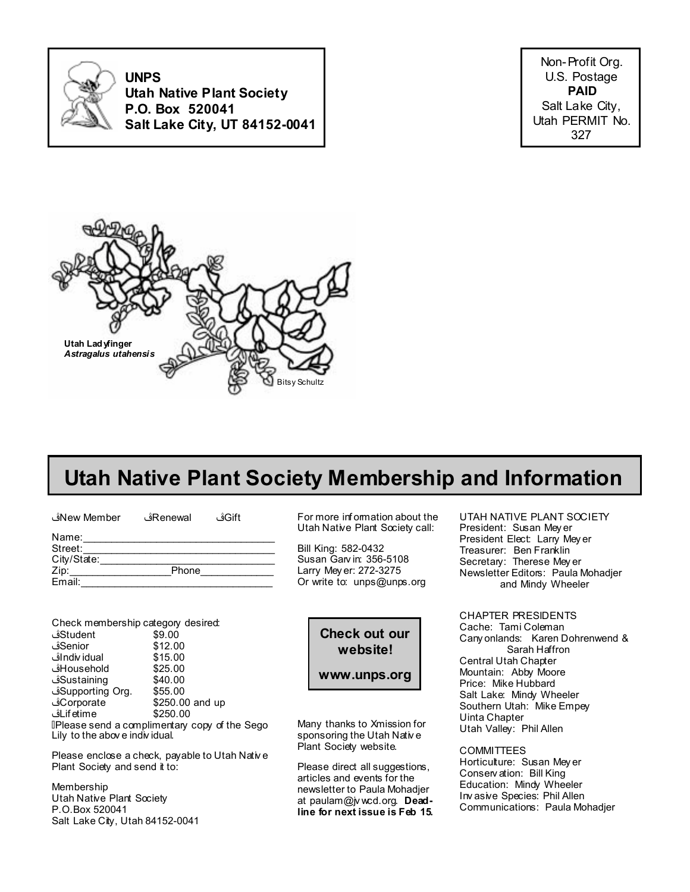**UNPS**
**Utah Native Plant Society**
**P.O. Box 520041**
**Salt Lake City, UT 84152-0041**

Non-Profit Org.
U.S. Postage
**PAID**
Salt Lake City,
Utah PERMIT No.
327

**Utah Ladyfinger**
***Astragalus utahensis***

Bitsy Schultz

# Utah Native Plant Society Membership and Information

ڤNew Member ڤRenewal ڤGift

Name:\_\_\_\_\_\_\_\_\_\_\_\_\_\_\_\_\_\_\_\_\_\_\_\_\_\_\_\_\_\_\_\_
Street:\_\_\_\_\_\_\_\_\_\_\_\_\_\_\_\_\_\_\_\_\_\_\_\_\_\_\_\_\_\_\_
City/State:\_\_\_\_\_\_\_\_\_\_\_\_\_\_\_\_\_\_\_\_\_\_\_\_\_\_\_\_
Zip:\_\_\_\_\_\_\_\_\_\_\_\_\_\_\_\_Phone\_\_\_\_\_\_\_\_\_\_\_\_
Email:\_\_\_\_\_\_\_\_\_\_\_\_\_\_\_\_\_\_\_\_\_\_\_\_\_\_\_\_\_\_\_\_

Check membership category desired:

| | |
|---|---|
| ڤStudent | $9.00 |
| ڤSenior | $12.00 |
| ڤIndividual | $15.00 |
| ڤHousehold | $25.00 |
| ڤSustaining | $40.00 |
| ڤSupporting Org. | $55.00 |
| ڤCorporate | $250.00 and up |
| ڤLifetime | $250.00 |

Please send a complimentary copy of the Sego Lily to the above individual.

Please enclose a check, payable to Utah Native Plant Society and send it to:

Membership
Utah Native Plant Society
P.O.Box 520041
Salt Lake City, Utah 84152-0041

For more information about the Utah Native Plant Society call:

Bill King: 582-0432
Susan Garvin: 356-5108
Larry Meyer: 272-3275
Or write to: unps@unps.org

**Check out our website!**

**www.unps.org**

Many thanks to Xmission for sponsoring the Utah Native Plant Society website.

Please direct all suggestions, articles and events for the newsletter to Paula Mohadjer at paulam@jvwcd.org. **Deadline for next issue is Feb 15.**

UTAH NATIVE PLANT SOCIETY
President: Susan Meyer
President Elect: Larry Meyer
Treasurer: Ben Franklin
Secretary: Therese Meyer
Newsletter Editors: Paula Mohadjer and Mindy Wheeler

CHAPTER PRESIDENTS
Cache: Tami Coleman
Canyonlands: Karen Dohrenwend & Sarah Haffron
Central Utah Chapter
Mountain: Abby Moore
Price: Mike Hubbard
Salt Lake: Mindy Wheeler
Southern Utah: Mike Empey
Uinta Chapter
Utah Valley: Phil Allen

COMMITTEES
Horticulture: Susan Meyer
Conservation: Bill King
Education: Mindy Wheeler
Invasive Species: Phil Allen
Communications: Paula Mohadjer